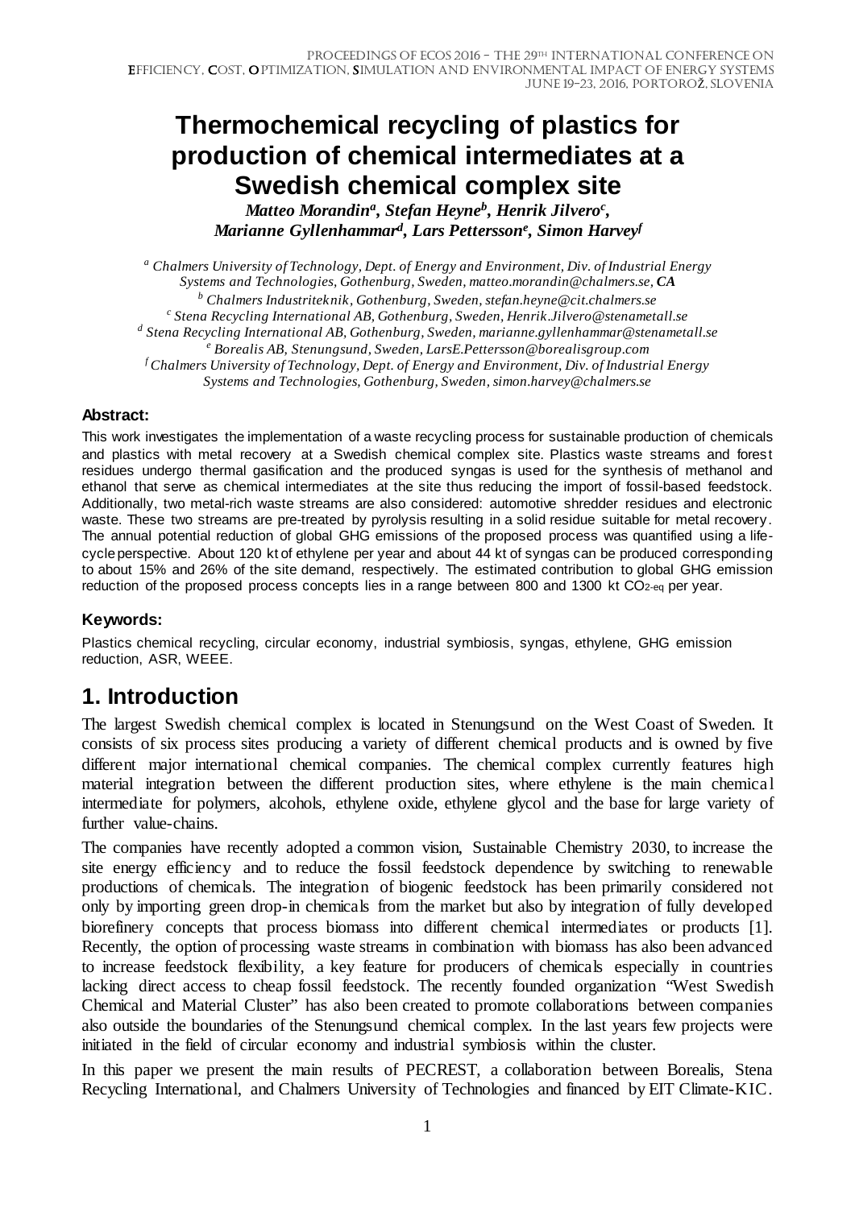# Thermochemical recycling of plastics for production of chemical intermediates at a Swedish chemical complex site

***Matteo Morandin[a], Stefan Heyne[b], Henrik Jilvero[c], Marianne Gyllenhammar[d], Lars Pettersson[e], Simon Harvey[f]***

[a] *Chalmers University of Technology, Dept. of Energy and Environment, Div. of Industrial Energy Systems and Technologies, Gothenburg, Sweden, matteo.morandin@chalmers.se,* ***CA***

[b] *Chalmers Industriteknik, Gothenburg, Sweden, stefan.heyne@cit.chalmers.se*

[c] *Stena Recycling International AB, Gothenburg, Sweden, Henrik.Jilvero@stenametall.se*

[d] *Stena Recycling International AB, Gothenburg, Sweden, marianne.gyllenhammar@stenametall.se*

[e] *Borealis AB, Stenungsund, Sweden, LarsE.Pettersson@borealisgroup.com*

[f] *Chalmers University of Technology, Dept. of Energy and Environment, Div. of Industrial Energy Systems and Technologies, Gothenburg, Sweden, simon.harvey@chalmers.se*

**Abstract:**

This work investigates the implementation of a waste recycling process for sustainable production of chemicals and plastics with metal recovery at a Swedish chemical complex site. Plastics waste streams and forest residues undergo thermal gasification and the produced syngas is used for the synthesis of methanol and ethanol that serve as chemical intermediates at the site thus reducing the import of fossil-based feedstock. Additionally, two metal-rich waste streams are also considered: automotive shredder residues and electronic waste. These two streams are pre-treated by pyrolysis resulting in a solid residue suitable for metal recovery. The annual potential reduction of global GHG emissions of the proposed process was quantified using a life-cycle perspective. About 120 kt of ethylene per year and about 44 kt of syngas can be produced corresponding to about 15% and 26% of the site demand, respectively. The estimated contribution to global GHG emission reduction of the proposed process concepts lies in a range between 800 and 1300 kt $CO_{2\text{-eq}}$ per year.

**Keywords:**

Plastics chemical recycling, circular economy, industrial symbiosis, syngas, ethylene, GHG emission reduction, ASR, WEEE.

## 1. Introduction

The largest Swedish chemical complex is located in Stenungsund on the West Coast of Sweden. It consists of six process sites producing a variety of different chemical products and is owned by five different major international chemical companies. The chemical complex currently features high material integration between the different production sites, where ethylene is the main chemical intermediate for polymers, alcohols, ethylene oxide, ethylene glycol and the base for large variety of further value-chains.

The companies have recently adopted a common vision, Sustainable Chemistry 2030, to increase the site energy efficiency and to reduce the fossil feedstock dependence by switching to renewable productions of chemicals. The integration of biogenic feedstock has been primarily considered not only by importing green drop-in chemicals from the market but also by integration of fully developed biorefinery concepts that process biomass into different chemical intermediates or products [1]. Recently, the option of processing waste streams in combination with biomass has also been advanced to increase feedstock flexibility, a key feature for producers of chemicals especially in countries lacking direct access to cheap fossil feedstock. The recently founded organization "West Swedish Chemical and Material Cluster" has also been created to promote collaborations between companies also outside the boundaries of the Stenungsund chemical complex. In the last years few projects were initiated in the field of circular economy and industrial symbiosis within the cluster.

In this paper we present the main results of PECREST, a collaboration between Borealis, Stena Recycling International, and Chalmers University of Technologies and financed by EIT Climate-KIC.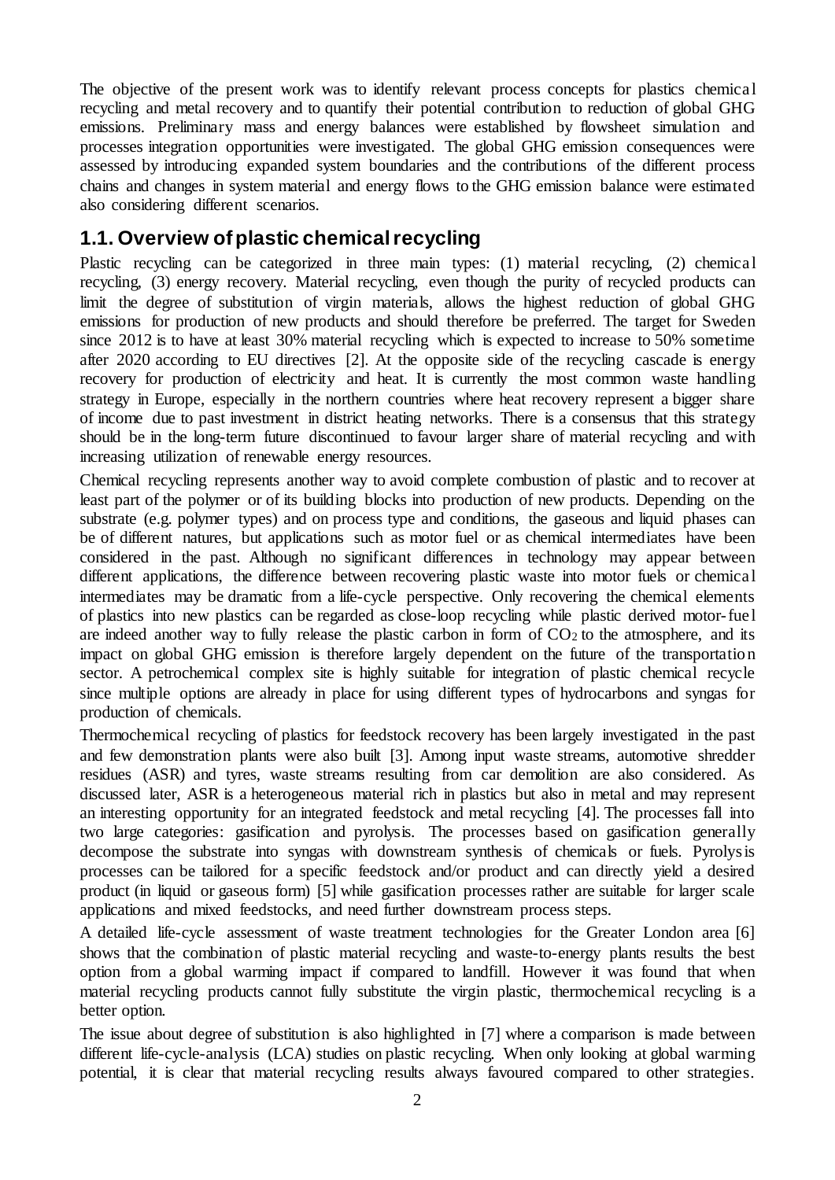The objective of the present work was to identify relevant process concepts for plastics chemical recycling and metal recovery and to quantify their potential contribution to reduction of global GHG emissions. Preliminary mass and energy balances were established by flowsheet simulation and processes integration opportunities were investigated. The global GHG emission consequences were assessed by introducing expanded system boundaries and the contributions of the different process chains and changes in system material and energy flows to the GHG emission balance were estimated also considering different scenarios.

## 1.1. Overview of plastic chemical recycling

Plastic recycling can be categorized in three main types: (1) material recycling, (2) chemical recycling, (3) energy recovery. Material recycling, even though the purity of recycled products can limit the degree of substitution of virgin materials, allows the highest reduction of global GHG emissions for production of new products and should therefore be preferred. The target for Sweden since 2012 is to have at least 30% material recycling which is expected to increase to 50% sometime after 2020 according to EU directives [2]. At the opposite side of the recycling cascade is energy recovery for production of electricity and heat. It is currently the most common waste handling strategy in Europe, especially in the northern countries where heat recovery represent a bigger share of income due to past investment in district heating networks. There is a consensus that this strategy should be in the long-term future discontinued to favour larger share of material recycling and with increasing utilization of renewable energy resources.

Chemical recycling represents another way to avoid complete combustion of plastic and to recover at least part of the polymer or of its building blocks into production of new products. Depending on the substrate (e.g. polymer types) and on process type and conditions, the gaseous and liquid phases can be of different natures, but applications such as motor fuel or as chemical intermediates have been considered in the past. Although no significant differences in technology may appear between different applications, the difference between recovering plastic waste into motor fuels or chemical intermediates may be dramatic from a life-cycle perspective. Only recovering the chemical elements of plastics into new plastics can be regarded as close-loop recycling while plastic derived motor-fuel are indeed another way to fully release the plastic carbon in form of $CO_2$ to the atmosphere, and its impact on global GHG emission is therefore largely dependent on the future of the transportation sector. A petrochemical complex site is highly suitable for integration of plastic chemical recycle since multiple options are already in place for using different types of hydrocarbons and syngas for production of chemicals.

Thermochemical recycling of plastics for feedstock recovery has been largely investigated in the past and few demonstration plants were also built [3]. Among input waste streams, automotive shredder residues (ASR) and tyres, waste streams resulting from car demolition are also considered. As discussed later, ASR is a heterogeneous material rich in plastics but also in metal and may represent an interesting opportunity for an integrated feedstock and metal recycling [4]. The processes fall into two large categories: gasification and pyrolysis. The processes based on gasification generally decompose the substrate into syngas with downstream synthesis of chemicals or fuels. Pyrolysis processes can be tailored for a specific feedstock and/or product and can directly yield a desired product (in liquid or gaseous form) [5] while gasification processes rather are suitable for larger scale applications and mixed feedstocks, and need further downstream process steps.

A detailed life-cycle assessment of waste treatment technologies for the Greater London area [6] shows that the combination of plastic material recycling and waste-to-energy plants results the best option from a global warming impact if compared to landfill. However it was found that when material recycling products cannot fully substitute the virgin plastic, thermochemical recycling is a better option.

The issue about degree of substitution is also highlighted in [7] where a comparison is made between different life-cycle-analysis (LCA) studies on plastic recycling. When only looking at global warming potential, it is clear that material recycling results always favoured compared to other strategies.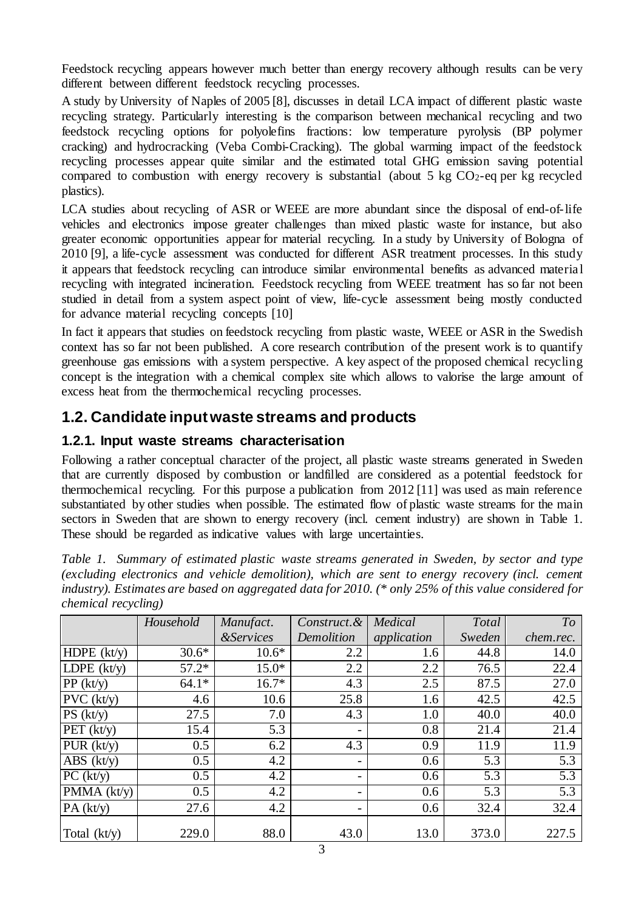Feedstock recycling appears however much better than energy recovery although results can be very different between different feedstock recycling processes.

A study by University of Naples of 2005 [8], discusses in detail LCA impact of different plastic waste recycling strategy. Particularly interesting is the comparison between mechanical recycling and two feedstock recycling options for polyolefins fractions: low temperature pyrolysis (BP polymer cracking) and hydrocracking (Veba Combi-Cracking). The global warming impact of the feedstock recycling processes appear quite similar and the estimated total GHG emission saving potential compared to combustion with energy recovery is substantial (about 5 kg $CO_2$-eq per kg recycled plastics).

LCA studies about recycling of ASR or WEEE are more abundant since the disposal of end-of-life vehicles and electronics impose greater challenges than mixed plastic waste for instance, but also greater economic opportunities appear for material recycling. In a study by University of Bologna of 2010 [9], a life-cycle assessment was conducted for different ASR treatment processes. In this study it appears that feedstock recycling can introduce similar environmental benefits as advanced material recycling with integrated incineration. Feedstock recycling from WEEE treatment has so far not been studied in detail from a system aspect point of view, life-cycle assessment being mostly conducted for advance material recycling concepts [10]

In fact it appears that studies on feedstock recycling from plastic waste, WEEE or ASR in the Swedish context has so far not been published. A core research contribution of the present work is to quantify greenhouse gas emissions with a system perspective. A key aspect of the proposed chemical recycling concept is the integration with a chemical complex site which allows to valorise the large amount of excess heat from the thermochemical recycling processes.

## 1.2. Candidate input waste streams and products

### 1.2.1. Input waste streams characterisation

Following a rather conceptual character of the project, all plastic waste streams generated in Sweden that are currently disposed by combustion or landfilled are considered as a potential feedstock for thermochemical recycling. For this purpose a publication from 2012 [11] was used as main reference substantiated by other studies when possible. The estimated flow of plastic waste streams for the main sectors in Sweden that are shown to energy recovery (incl. cement industry) are shown in Table 1. These should be regarded as indicative values with large uncertainties.

*Table 1. Summary of estimated plastic waste streams generated in Sweden, by sector and type (excluding electronics and vehicle demolition), which are sent to energy recovery (incl. cement industry). Estimates are based on aggregated data for 2010. (* only 25% of this value considered for chemical recycling)*

| | *Household* | *Manufact. &Services* | *Construct.& Demolition* | *Medical application* | *Total Sweden* | *To chem.rec.* |
|---|---|---|---|---|---|---|
| HDPE (kt/y) | 30.6* | 10.6* | 2.2 | 1.6 | 44.8 | 14.0 |
| LDPE (kt/y) | 57.2* | 15.0* | 2.2 | 2.2 | 76.5 | 22.4 |
| PP (kt/y) | 64.1* | 16.7* | 4.3 | 2.5 | 87.5 | 27.0 |
| PVC (kt/y) | 4.6 | 10.6 | 25.8 | 1.6 | 42.5 | 42.5 |
| PS (kt/y) | 27.5 | 7.0 | 4.3 | 1.0 | 40.0 | 40.0 |
| PET (kt/y) | 15.4 | 5.3 | - | 0.8 | 21.4 | 21.4 |
| PUR (kt/y) | 0.5 | 6.2 | 4.3 | 0.9 | 11.9 | 11.9 |
| ABS (kt/y) | 0.5 | 4.2 | - | 0.6 | 5.3 | 5.3 |
| PC (kt/y) | 0.5 | 4.2 | - | 0.6 | 5.3 | 5.3 |
| PMMA (kt/y) | 0.5 | 4.2 | - | 0.6 | 5.3 | 5.3 |
| PA (kt/y) | 27.6 | 4.2 | - | 0.6 | 32.4 | 32.4 |
| Total (kt/y) | 229.0 | 88.0 | 43.0 | 13.0 | 373.0 | 227.5 |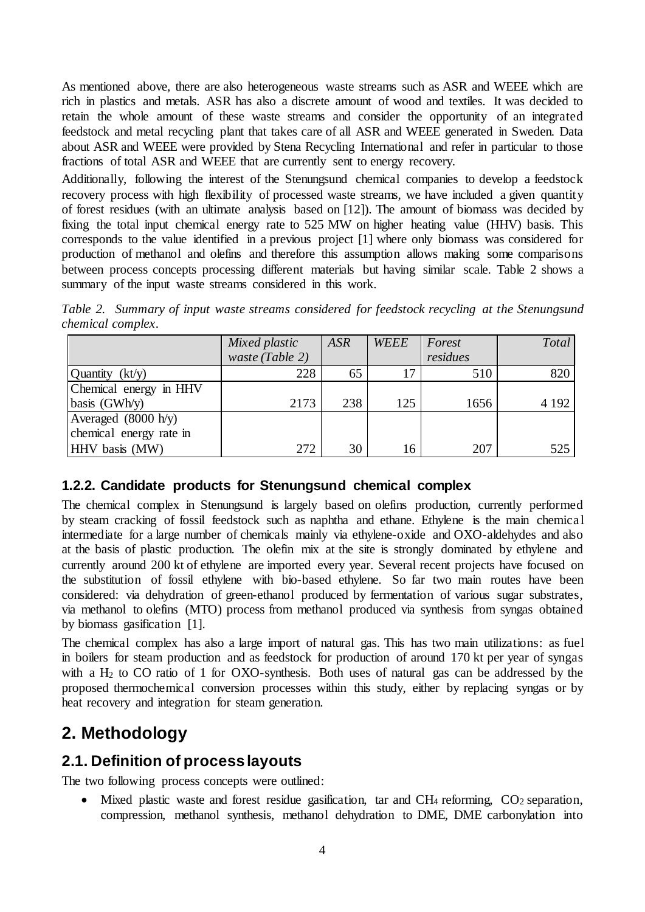As mentioned above, there are also heterogeneous waste streams such as ASR and WEEE which are rich in plastics and metals. ASR has also a discrete amount of wood and textiles. It was decided to retain the whole amount of these waste streams and consider the opportunity of an integrated feedstock and metal recycling plant that takes care of all ASR and WEEE generated in Sweden. Data about ASR and WEEE were provided by Stena Recycling International and refer in particular to those fractions of total ASR and WEEE that are currently sent to energy recovery.

Additionally, following the interest of the Stenungsund chemical companies to develop a feedstock recovery process with high flexibility of processed waste streams, we have included a given quantity of forest residues (with an ultimate analysis based on [12]). The amount of biomass was decided by fixing the total input chemical energy rate to 525 MW on higher heating value (HHV) basis. This corresponds to the value identified in a previous project [1] where only biomass was considered for production of methanol and olefins and therefore this assumption allows making some comparisons between process concepts processing different materials but having similar scale. Table 2 shows a summary of the input waste streams considered in this work.

*Table 2. Summary of input waste streams considered for feedstock recycling at the Stenungsund chemical complex.*

| | *Mixed plastic waste (Table 2)* | *ASR* | *WEEE* | *Forest residues* | *Total* |
|---|---|---|---|---|---|
| Quantity (kt/y) | 228 | 65 | 17 | 510 | 820 |
| Chemical energy in HHV basis (GWh/y) | 2173 | 238 | 125 | 1656 | 4 192 |
| Averaged (8000 h/y) chemical energy rate in HHV basis (MW) | 272 | 30 | 16 | 207 | 525 |

### 1.2.2. Candidate products for Stenungsund chemical complex

The chemical complex in Stenungsund is largely based on olefins production, currently performed by steam cracking of fossil feedstock such as naphtha and ethane. Ethylene is the main chemical intermediate for a large number of chemicals mainly via ethylene-oxide and OXO-aldehydes and also at the basis of plastic production. The olefin mix at the site is strongly dominated by ethylene and currently around 200 kt of ethylene are imported every year. Several recent projects have focused on the substitution of fossil ethylene with bio-based ethylene. So far two main routes have been considered: via dehydration of green-ethanol produced by fermentation of various sugar substrates, via methanol to olefins (MTO) process from methanol produced via synthesis from syngas obtained by biomass gasification [1].

The chemical complex has also a large import of natural gas. This has two main utilizations: as fuel in boilers for steam production and as feedstock for production of around 170 kt per year of syngas with a $H_2$ to CO ratio of 1 for OXO-synthesis. Both uses of natural gas can be addressed by the proposed thermochemical conversion processes within this study, either by replacing syngas or by heat recovery and integration for steam generation.

# 2. Methodology

## 2.1. Definition of process layouts

The two following process concepts were outlined:

- Mixed plastic waste and forest residue gasification, tar and $CH_4$ reforming, $CO_2$ separation, compression, methanol synthesis, methanol dehydration to DME, DME carbonylation into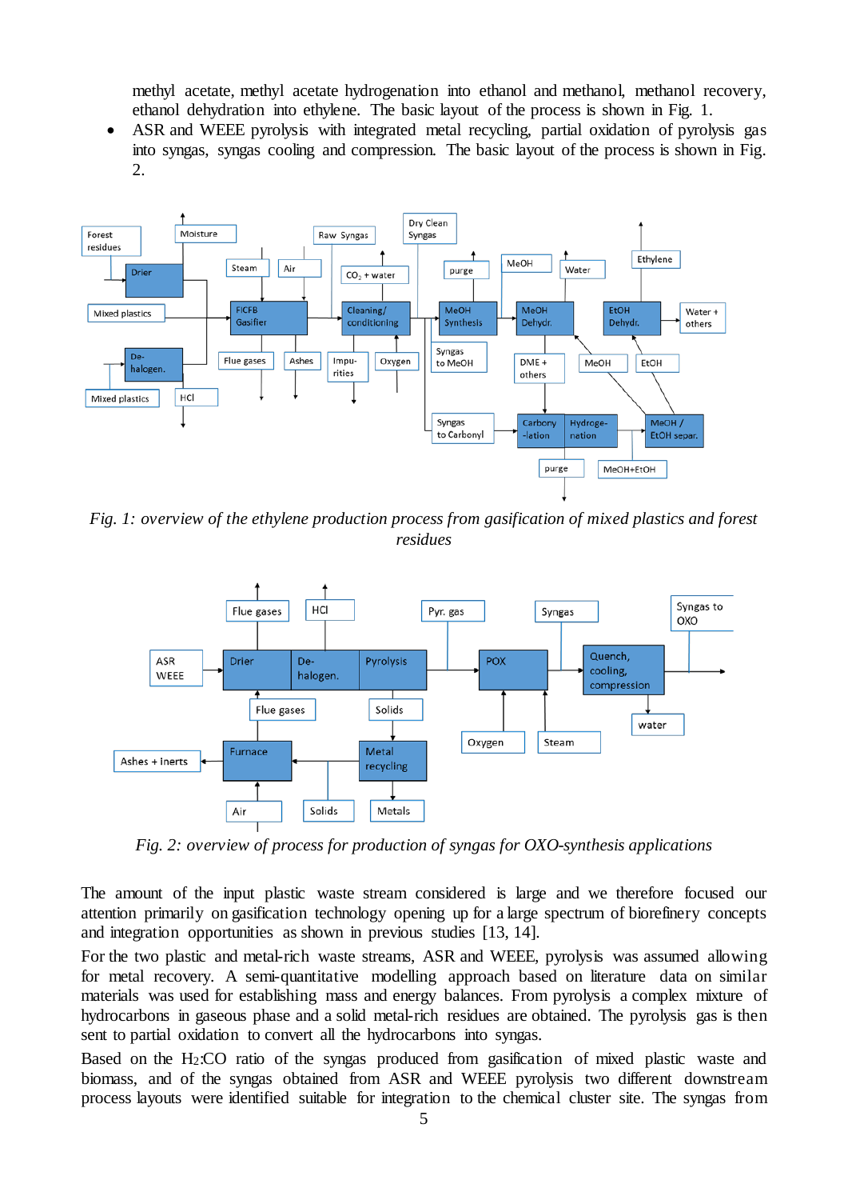methyl acetate, methyl acetate hydrogenation into ethanol and methanol, methanol recovery, ethanol dehydration into ethylene. The basic layout of the process is shown in Fig. 1.

- ASR and WEEE pyrolysis with integrated metal recycling, partial oxidation of pyrolysis gas into syngas, syngas cooling and compression. The basic layout of the process is shown in Fig. 2.

*Fig. 1: overview of the ethylene production process from gasification of mixed plastics and forest residues*

*Fig. 2: overview of process for production of syngas for OXO-synthesis applications*

The amount of the input plastic waste stream considered is large and we therefore focused our attention primarily on gasification technology opening up for a large spectrum of biorefinery concepts and integration opportunities as shown in previous studies [13, 14].

For the two plastic and metal-rich waste streams, ASR and WEEE, pyrolysis was assumed allowing for metal recovery. A semi-quantitative modelling approach based on literature data on similar materials was used for establishing mass and energy balances. From pyrolysis a complex mixture of hydrocarbons in gaseous phase and a solid metal-rich residues are obtained. The pyrolysis gas is then sent to partial oxidation to convert all the hydrocarbons into syngas.

Based on the $H_2$:CO ratio of the syngas produced from gasification of mixed plastic waste and biomass, and of the syngas obtained from ASR and WEEE pyrolysis two different downstream process layouts were identified suitable for integration to the chemical cluster site. The syngas from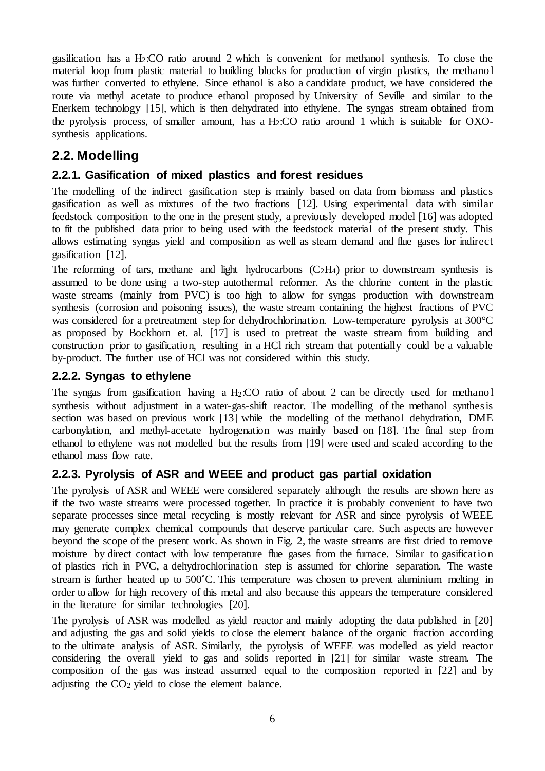gasification has a $H_2$:CO ratio around 2 which is convenient for methanol synthesis. To close the material loop from plastic material to building blocks for production of virgin plastics, the methanol was further converted to ethylene. Since ethanol is also a candidate product, we have considered the route via methyl acetate to produce ethanol proposed by University of Seville and similar to the Enerkem technology [15], which is then dehydrated into ethylene. The syngas stream obtained from the pyrolysis process, of smaller amount, has a $H_2$:CO ratio around 1 which is suitable for OXO-synthesis applications.

## 2.2. Modelling

### 2.2.1. Gasification of mixed plastics and forest residues

The modelling of the indirect gasification step is mainly based on data from biomass and plastics gasification as well as mixtures of the two fractions [12]. Using experimental data with similar feedstock composition to the one in the present study, a previously developed model [16] was adopted to fit the published data prior to being used with the feedstock material of the present study. This allows estimating syngas yield and composition as well as steam demand and flue gases for indirect gasification [12].

The reforming of tars, methane and light hydrocarbons ($C_2H_4$) prior to downstream synthesis is assumed to be done using a two-step autothermal reformer. As the chlorine content in the plastic waste streams (mainly from PVC) is too high to allow for syngas production with downstream synthesis (corrosion and poisoning issues), the waste stream containing the highest fractions of PVC was considered for a pretreatment step for dehydrochlorination. Low-temperature pyrolysis at 300°C as proposed by Bockhorn et. al. [17] is used to pretreat the waste stream from building and construction prior to gasification, resulting in a HCl rich stream that potentially could be a valuable by-product. The further use of HCl was not considered within this study.

### 2.2.2. Syngas to ethylene

The syngas from gasification having a $H_2$:CO ratio of about 2 can be directly used for methanol synthesis without adjustment in a water-gas-shift reactor. The modelling of the methanol synthesis section was based on previous work [13] while the modelling of the methanol dehydration, DME carbonylation, and methyl-acetate hydrogenation was mainly based on [18]. The final step from ethanol to ethylene was not modelled but the results from [19] were used and scaled according to the ethanol mass flow rate.

### 2.2.3. Pyrolysis of ASR and WEEE and product gas partial oxidation

The pyrolysis of ASR and WEEE were considered separately although the results are shown here as if the two waste streams were processed together. In practice it is probably convenient to have two separate processes since metal recycling is mostly relevant for ASR and since pyrolysis of WEEE may generate complex chemical compounds that deserve particular care. Such aspects are however beyond the scope of the present work. As shown in Fig. 2, the waste streams are first dried to remove moisture by direct contact with low temperature flue gases from the furnace. Similar to gasification of plastics rich in PVC, a dehydrochlorination step is assumed for chlorine separation. The waste stream is further heated up to 500˚C. This temperature was chosen to prevent aluminium melting in order to allow for high recovery of this metal and also because this appears the temperature considered in the literature for similar technologies [20].

The pyrolysis of ASR was modelled as yield reactor and mainly adopting the data published in [20] and adjusting the gas and solid yields to close the element balance of the organic fraction according to the ultimate analysis of ASR. Similarly, the pyrolysis of WEEE was modelled as yield reactor considering the overall yield to gas and solids reported in [21] for similar waste stream. The composition of the gas was instead assumed equal to the composition reported in [22] and by adjusting the $CO_2$ yield to close the element balance.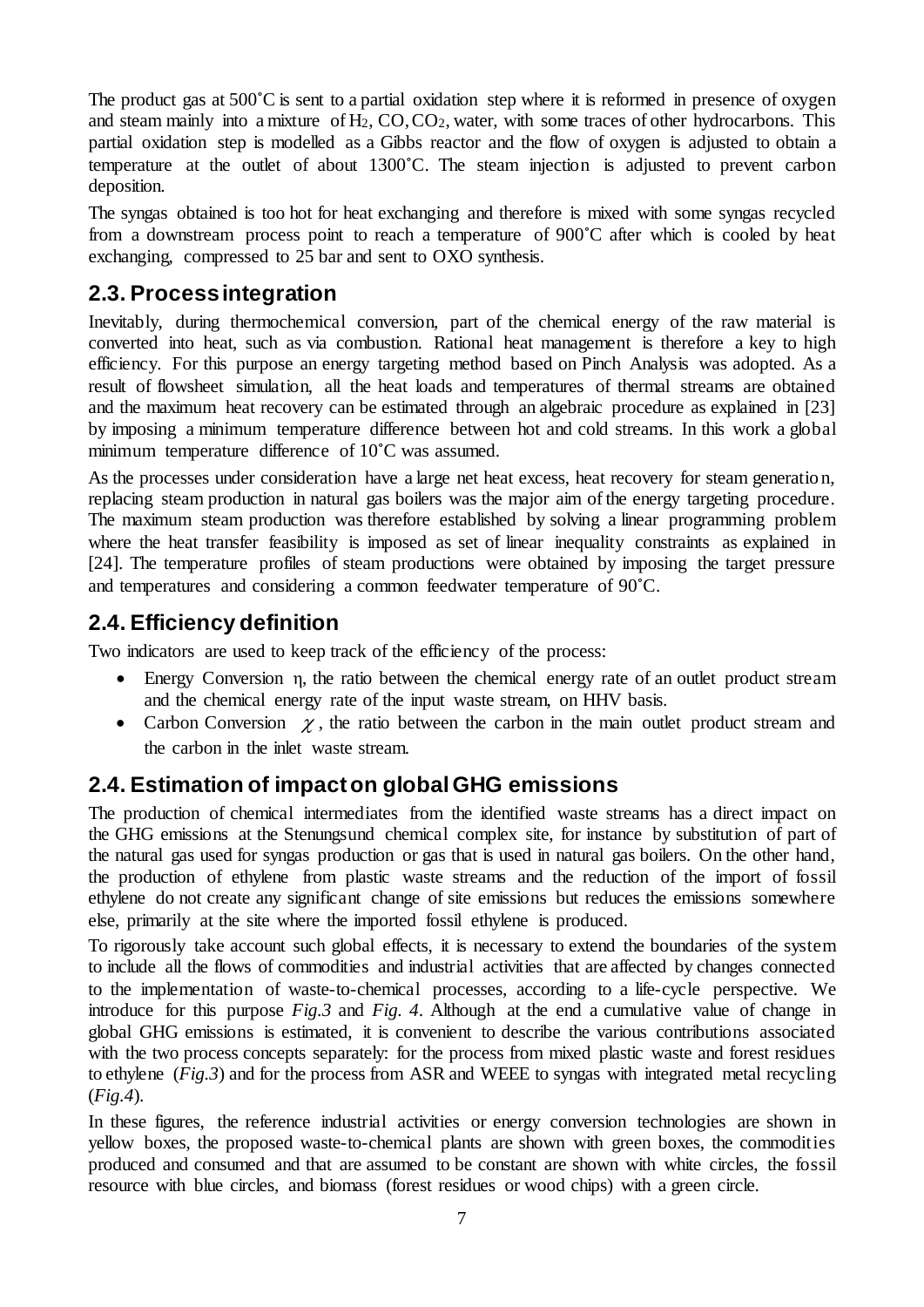The product gas at 500˚C is sent to a partial oxidation step where it is reformed in presence of oxygen and steam mainly into a mixture of $H_2$, $CO$, $CO_2$, water, with some traces of other hydrocarbons. This partial oxidation step is modelled as a Gibbs reactor and the flow of oxygen is adjusted to obtain a temperature at the outlet of about 1300˚C. The steam injection is adjusted to prevent carbon deposition.

The syngas obtained is too hot for heat exchanging and therefore is mixed with some syngas recycled from a downstream process point to reach a temperature of 900˚C after which is cooled by heat exchanging, compressed to 25 bar and sent to OXO synthesis.

## 2.3. Process integration

Inevitably, during thermochemical conversion, part of the chemical energy of the raw material is converted into heat, such as via combustion. Rational heat management is therefore a key to high efficiency. For this purpose an energy targeting method based on Pinch Analysis was adopted. As a result of flowsheet simulation, all the heat loads and temperatures of thermal streams are obtained and the maximum heat recovery can be estimated through an algebraic procedure as explained in [23] by imposing a minimum temperature difference between hot and cold streams. In this work a global minimum temperature difference of 10˚C was assumed.

As the processes under consideration have a large net heat excess, heat recovery for steam generation, replacing steam production in natural gas boilers was the major aim of the energy targeting procedure. The maximum steam production was therefore established by solving a linear programming problem where the heat transfer feasibility is imposed as set of linear inequality constraints as explained in [24]. The temperature profiles of steam productions were obtained by imposing the target pressure and temperatures and considering a common feedwater temperature of 90˚C.

## 2.4. Efficiency definition

Two indicators are used to keep track of the efficiency of the process:

- Energy Conversion $\eta$, the ratio between the chemical energy rate of an outlet product stream and the chemical energy rate of the input waste stream, on HHV basis.
- Carbon Conversion $\chi$, the ratio between the carbon in the main outlet product stream and the carbon in the inlet waste stream.

## 2.4. Estimation of impact on global GHG emissions

The production of chemical intermediates from the identified waste streams has a direct impact on the GHG emissions at the Stenungsund chemical complex site, for instance by substitution of part of the natural gas used for syngas production or gas that is used in natural gas boilers. On the other hand, the production of ethylene from plastic waste streams and the reduction of the import of fossil ethylene do not create any significant change of site emissions but reduces the emissions somewhere else, primarily at the site where the imported fossil ethylene is produced.

To rigorously take account such global effects, it is necessary to extend the boundaries of the system to include all the flows of commodities and industrial activities that are affected by changes connected to the implementation of waste-to-chemical processes, according to a life-cycle perspective. We introduce for this purpose *Fig.3* and *Fig. 4*. Although at the end a cumulative value of change in global GHG emissions is estimated, it is convenient to describe the various contributions associated with the two process concepts separately: for the process from mixed plastic waste and forest residues to ethylene (*Fig.3*) and for the process from ASR and WEEE to syngas with integrated metal recycling (*Fig.4*).

In these figures, the reference industrial activities or energy conversion technologies are shown in yellow boxes, the proposed waste-to-chemical plants are shown with green boxes, the commodities produced and consumed and that are assumed to be constant are shown with white circles, the fossil resource with blue circles, and biomass (forest residues or wood chips) with a green circle.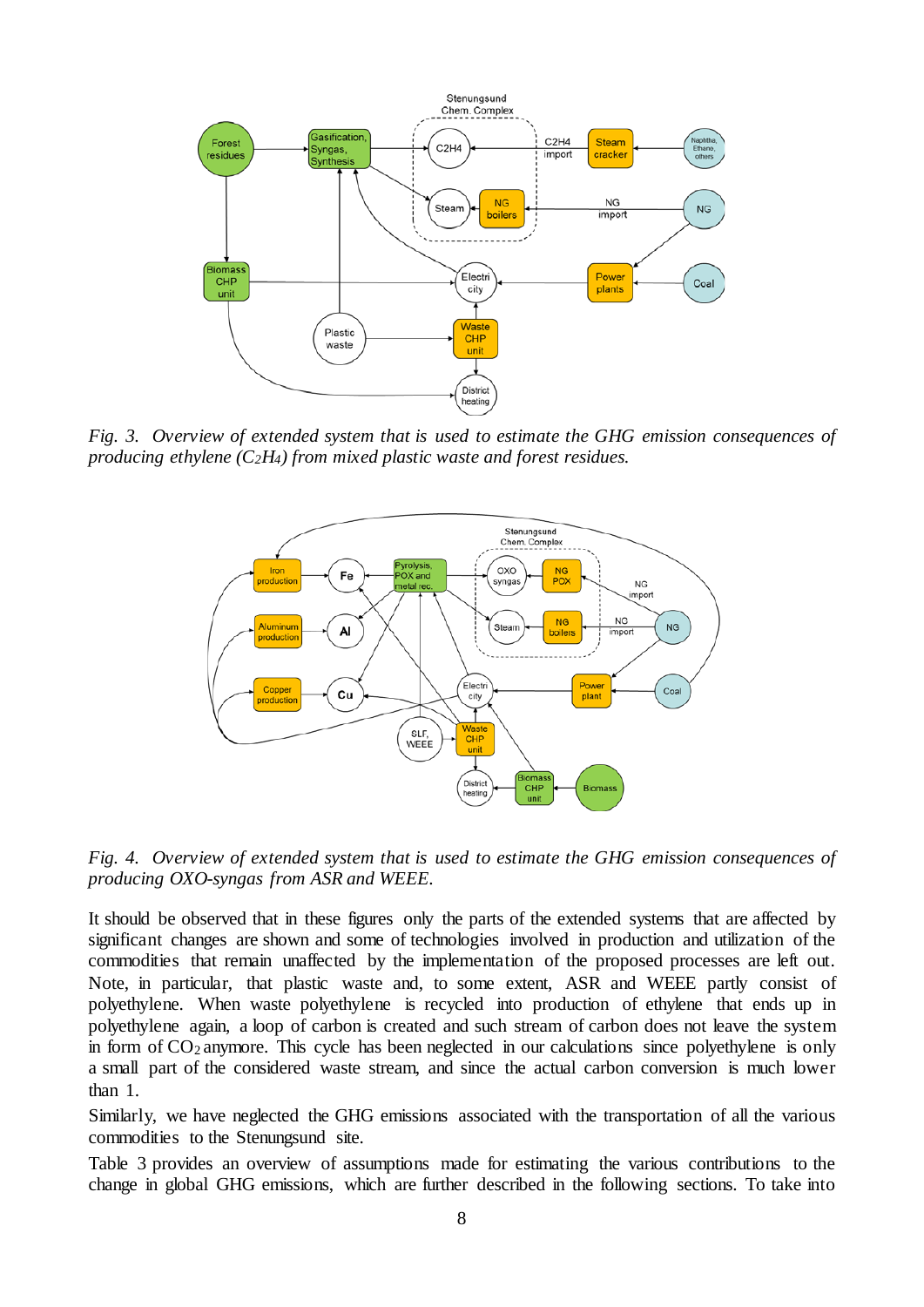*Fig. 3. Overview of extended system that is used to estimate the GHG emission consequences of producing ethylene ($C_2H_4$) from mixed plastic waste and forest residues.*

*Fig. 4. Overview of extended system that is used to estimate the GHG emission consequences of producing OXO-syngas from ASR and WEEE.*

It should be observed that in these figures only the parts of the extended systems that are affected by significant changes are shown and some of technologies involved in production and utilization of the commodities that remain unaffected by the implementation of the proposed processes are left out. Note, in particular, that plastic waste and, to some extent, ASR and WEEE partly consist of polyethylene. When waste polyethylene is recycled into production of ethylene that ends up in polyethylene again, a loop of carbon is created and such stream of carbon does not leave the system in form of $CO_2$ anymore. This cycle has been neglected in our calculations since polyethylene is only a small part of the considered waste stream, and since the actual carbon conversion is much lower than 1.

Similarly, we have neglected the GHG emissions associated with the transportation of all the various commodities to the Stenungsund site.

Table 3 provides an overview of assumptions made for estimating the various contributions to the change in global GHG emissions, which are further described in the following sections. To take into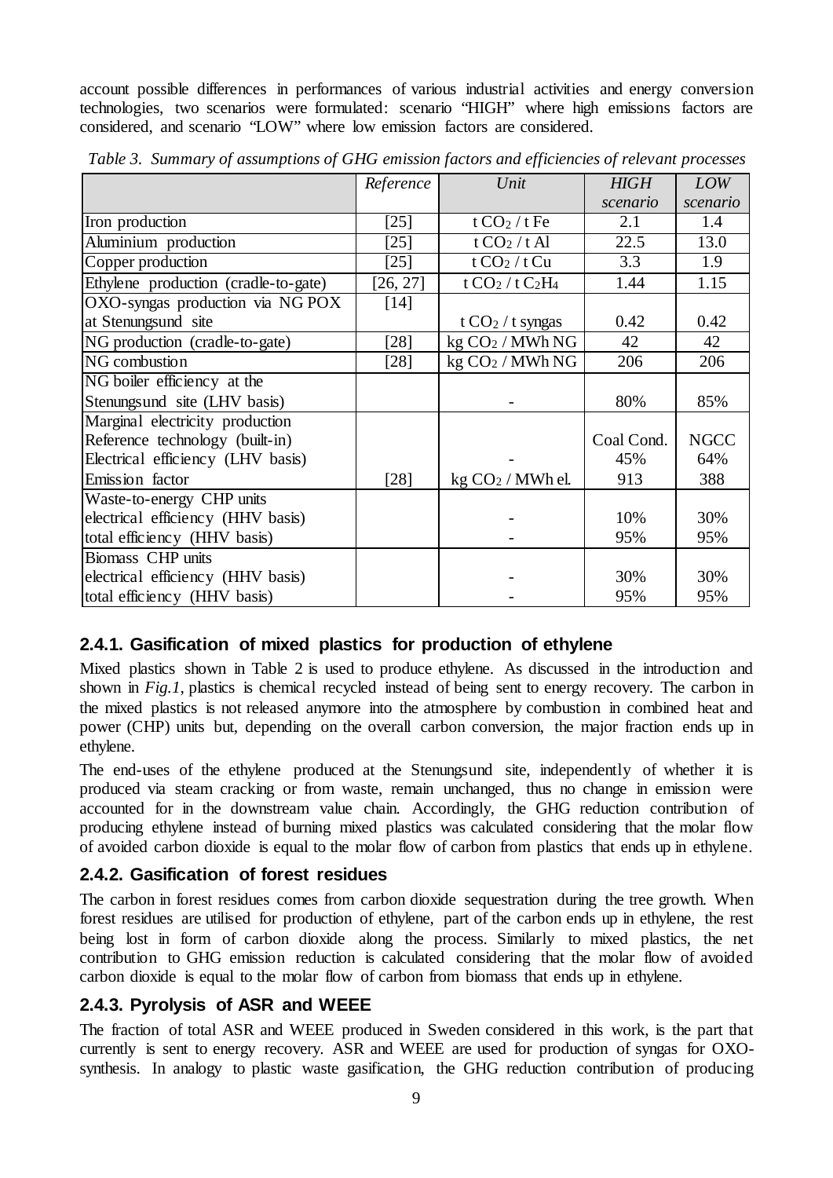account possible differences in performances of various industrial activities and energy conversion technologies, two scenarios were formulated: scenario "HIGH" where high emissions factors are considered, and scenario "LOW" where low emission factors are considered.

*Table 3. Summary of assumptions of GHG emission factors and efficiencies of relevant processes*

| | *Reference* | *Unit* | *HIGH scenario* | *LOW scenario* |
|---|---|---|---|---|
| Iron production | [25] | t $CO_2$ / t Fe | 2.1 | 1.4 |
| Aluminium production | [25] | t $CO_2$ / t Al | 22.5 | 13.0 |
| Copper production | [25] | t $CO_2$ / t Cu | 3.3 | 1.9 |
| Ethylene production (cradle-to-gate) | [26, 27] | t $CO_2$ / t $C_2H_4$ | 1.44 | 1.15 |
| OXO-syngas production via NG POX at Stenungsund site | [14] | t $CO_2$ / t syngas | 0.42 | 0.42 |
| NG production (cradle-to-gate) | [28] | kg $CO_2$ / MWh NG | 42 | 42 |
| NG combustion | [28] | kg $CO_2$ / MWh NG | 206 | 206 |
| NG boiler efficiency at the Stenungsund site (LHV basis) | | - | 80% | 85% |
| Marginal electricity production | | | | |
| Reference technology (built-in) | | | Coal Cond. | NGCC |
| Electrical efficiency (LHV basis) | | - | 45% | 64% |
| Emission factor | [28] | kg $CO_2$ / MWh el. | 913 | 388 |
| Waste-to-energy CHP units | | | | |
| electrical efficiency (HHV basis) | | - | 10% | 30% |
| total efficiency (HHV basis) | | - | 95% | 95% |
| Biomass CHP units | | | | |
| electrical efficiency (HHV basis) | | - | 30% | 30% |
| total efficiency (HHV basis) | | - | 95% | 95% |

### 2.4.1. Gasification of mixed plastics for production of ethylene

Mixed plastics shown in Table 2 is used to produce ethylene. As discussed in the introduction and shown in *Fig.1*, plastics is chemical recycled instead of being sent to energy recovery. The carbon in the mixed plastics is not released anymore into the atmosphere by combustion in combined heat and power (CHP) units but, depending on the overall carbon conversion, the major fraction ends up in ethylene.

The end-uses of the ethylene produced at the Stenungsund site, independently of whether it is produced via steam cracking or from waste, remain unchanged, thus no change in emission were accounted for in the downstream value chain. Accordingly, the GHG reduction contribution of producing ethylene instead of burning mixed plastics was calculated considering that the molar flow of avoided carbon dioxide is equal to the molar flow of carbon from plastics that ends up in ethylene.

### 2.4.2. Gasification of forest residues

The carbon in forest residues comes from carbon dioxide sequestration during the tree growth. When forest residues are utilised for production of ethylene, part of the carbon ends up in ethylene, the rest being lost in form of carbon dioxide along the process. Similarly to mixed plastics, the net contribution to GHG emission reduction is calculated considering that the molar flow of avoided carbon dioxide is equal to the molar flow of carbon from biomass that ends up in ethylene.

### 2.4.3. Pyrolysis of ASR and WEEE

The fraction of total ASR and WEEE produced in Sweden considered in this work, is the part that currently is sent to energy recovery. ASR and WEEE are used for production of syngas for OXO-synthesis. In analogy to plastic waste gasification, the GHG reduction contribution of producing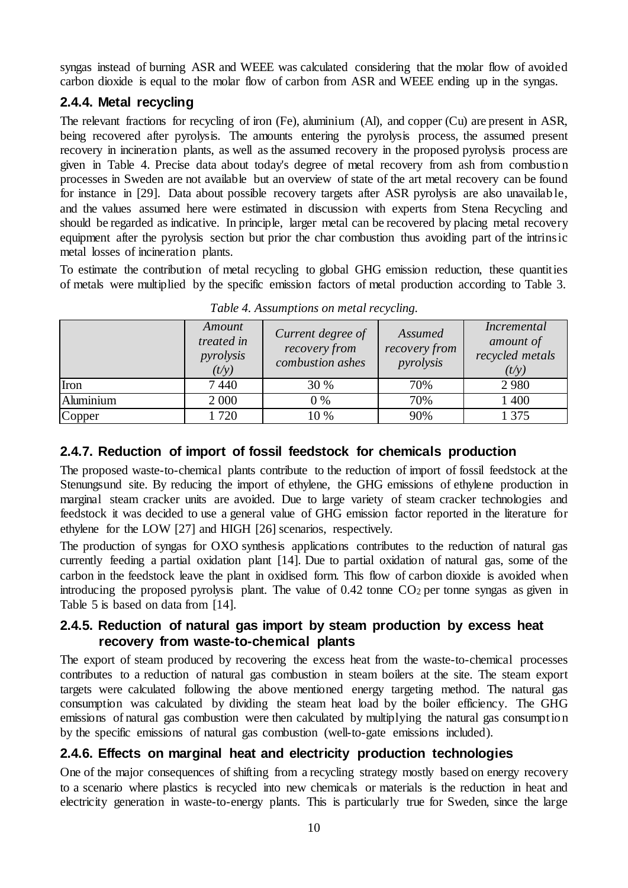syngas instead of burning ASR and WEEE was calculated considering that the molar flow of avoided carbon dioxide is equal to the molar flow of carbon from ASR and WEEE ending up in the syngas.

### 2.4.4. Metal recycling

The relevant fractions for recycling of iron (Fe), aluminium (Al), and copper (Cu) are present in ASR, being recovered after pyrolysis. The amounts entering the pyrolysis process, the assumed present recovery in incineration plants, as well as the assumed recovery in the proposed pyrolysis process are given in Table 4. Precise data about today's degree of metal recovery from ash from combustion processes in Sweden are not available but an overview of state of the art metal recovery can be found for instance in [29]. Data about possible recovery targets after ASR pyrolysis are also unavailable, and the values assumed here were estimated in discussion with experts from Stena Recycling and should be regarded as indicative. In principle, larger metal can be recovered by placing metal recovery equipment after the pyrolysis section but prior the char combustion thus avoiding part of the intrinsic metal losses of incineration plants.

To estimate the contribution of metal recycling to global GHG emission reduction, these quantities of metals were multiplied by the specific emission factors of metal production according to Table 3.

*Table 4. Assumptions on metal recycling.*

| | *Amount treated in pyrolysis (t/y)* | *Current degree of recovery from combustion ashes* | *Assumed recovery from pyrolysis* | *Incremental amount of recycled metals (t/y)* |
|---|---|---|---|---|
| Iron | 7 440 | 30 % | 70% | 2 980 |
| Aluminium | 2 000 | 0 % | 70% | 1 400 |
| Copper | 1 720 | 10 % | 90% | 1 375 |

### 2.4.7. Reduction of import of fossil feedstock for chemicals production

The proposed waste-to-chemical plants contribute to the reduction of import of fossil feedstock at the Stenungsund site. By reducing the import of ethylene, the GHG emissions of ethylene production in marginal steam cracker units are avoided. Due to large variety of steam cracker technologies and feedstock it was decided to use a general value of GHG emission factor reported in the literature for ethylene for the LOW [27] and HIGH [26] scenarios, respectively.

The production of syngas for OXO synthesis applications contributes to the reduction of natural gas currently feeding a partial oxidation plant [14]. Due to partial oxidation of natural gas, some of the carbon in the feedstock leave the plant in oxidised form. This flow of carbon dioxide is avoided when introducing the proposed pyrolysis plant. The value of 0.42 tonne $CO_2$ per tonne syngas as given in Table 5 is based on data from [14].

### 2.4.5. Reduction of natural gas import by steam production by excess heat recovery from waste-to-chemical plants

The export of steam produced by recovering the excess heat from the waste-to-chemical processes contributes to a reduction of natural gas combustion in steam boilers at the site. The steam export targets were calculated following the above mentioned energy targeting method. The natural gas consumption was calculated by dividing the steam heat load by the boiler efficiency. The GHG emissions of natural gas combustion were then calculated by multiplying the natural gas consumption by the specific emissions of natural gas combustion (well-to-gate emissions included).

### 2.4.6. Effects on marginal heat and electricity production technologies

One of the major consequences of shifting from a recycling strategy mostly based on energy recovery to a scenario where plastics is recycled into new chemicals or materials is the reduction in heat and electricity generation in waste-to-energy plants. This is particularly true for Sweden, since the large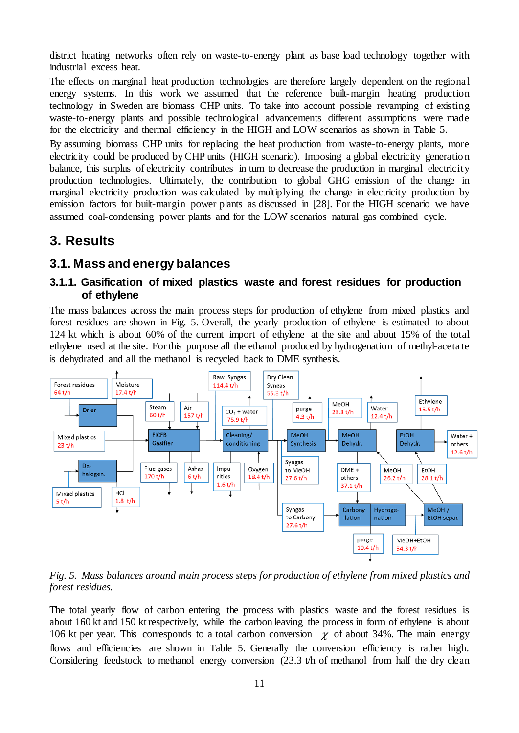district heating networks often rely on waste-to-energy plant as base load technology together with industrial excess heat.

The effects on marginal heat production technologies are therefore largely dependent on the regional energy systems. In this work we assumed that the reference built-margin heating production technology in Sweden are biomass CHP units. To take into account possible revamping of existing waste-to-energy plants and possible technological advancements different assumptions were made for the electricity and thermal efficiency in the HIGH and LOW scenarios as shown in Table 5.

By assuming biomass CHP units for replacing the heat production from waste-to-energy plants, more electricity could be produced by CHP units (HIGH scenario). Imposing a global electricity generation balance, this surplus of electricity contributes in turn to decrease the production in marginal electricity production technologies. Ultimately, the contribution to global GHG emission of the change in marginal electricity production was calculated by multiplying the change in electricity production by emission factors for built-margin power plants as discussed in [28]. For the HIGH scenario we have assumed coal-condensing power plants and for the LOW scenarios natural gas combined cycle.

# 3. Results

## 3.1. Mass and energy balances

### 3.1.1. Gasification of mixed plastics waste and forest residues for production of ethylene

The mass balances across the main process steps for production of ethylene from mixed plastics and forest residues are shown in Fig. 5. Overall, the yearly production of ethylene is estimated to about 124 kt which is about 60% of the current import of ethylene at the site and about 15% of the total ethylene used at the site. For this purpose all the ethanol produced by hydrogenation of methyl-acetate is dehydrated and all the methanol is recycled back to DME synthesis.

*Fig. 5. Mass balances around main process steps for production of ethylene from mixed plastics and forest residues.*

The total yearly flow of carbon entering the process with plastics waste and the forest residues is about 160 kt and 150 kt respectively, while the carbon leaving the process in form of ethylene is about 106 kt per year. This corresponds to a total carbon conversion $\chi$ of about 34%. The main energy flows and efficiencies are shown in Table 5. Generally the conversion efficiency is rather high. Considering feedstock to methanol energy conversion (23.3 t/h of methanol from half the dry clean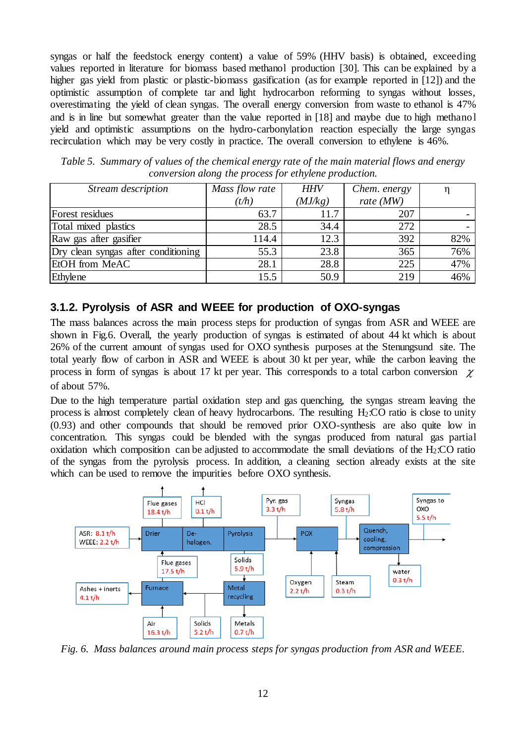syngas or half the feedstock energy content) a value of 59% (HHV basis) is obtained, exceeding values reported in literature for biomass based methanol production [30]. This can be explained by a higher gas yield from plastic or plastic-biomass gasification (as for example reported in [12]) and the optimistic assumption of complete tar and light hydrocarbon reforming to syngas without losses, overestimating the yield of clean syngas. The overall energy conversion from waste to ethanol is 47% and is in line but somewhat greater than the value reported in [18] and maybe due to high methanol yield and optimistic assumptions on the hydro-carbonylation reaction especially the large syngas recirculation which may be very costly in practice. The overall conversion to ethylene is 46%.

*Table 5. Summary of values of the chemical energy rate of the main material flows and energy conversion along the process for ethylene production.*

| *Stream description* | *Mass flow rate (t/h)* | *HHV (MJ/kg)* | *Chem. energy rate (MW)* | η |
|---|---|---|---|---|
| Forest residues | 63.7 | 11.7 | 207 | - |
| Total mixed plastics | 28.5 | 34.4 | 272 | - |
| Raw gas after gasifier | 114.4 | 12.3 | 392 | 82% |
| Dry clean syngas after conditioning | 55.3 | 23.8 | 365 | 76% |
| EtOH from MeAC | 28.1 | 28.8 | 225 | 47% |
| Ethylene | 15.5 | 50.9 | 219 | 46% |

### 3.1.2. Pyrolysis of ASR and WEEE for production of OXO-syngas

The mass balances across the main process steps for production of syngas from ASR and WEEE are shown in Fig.6. Overall, the yearly production of syngas is estimated of about 44 kt which is about 26% of the current amount of syngas used for OXO synthesis purposes at the Stenungsund site. The total yearly flow of carbon in ASR and WEEE is about 30 kt per year, while the carbon leaving the process in form of syngas is about 17 kt per year. This corresponds to a total carbon conversion $\chi$ of about 57%.

Due to the high temperature partial oxidation step and gas quenching, the syngas stream leaving the process is almost completely clean of heavy hydrocarbons. The resulting $H_2$:CO ratio is close to unity (0.93) and other compounds that should be removed prior OXO-synthesis are also quite low in concentration. This syngas could be blended with the syngas produced from natural gas partial oxidation which composition can be adjusted to accommodate the small deviations of the $H_2$:CO ratio of the syngas from the pyrolysis process. In addition, a cleaning section already exists at the site which can be used to remove the impurities before OXO synthesis.

*Fig. 6. Mass balances around main process steps for syngas production from ASR and WEEE.*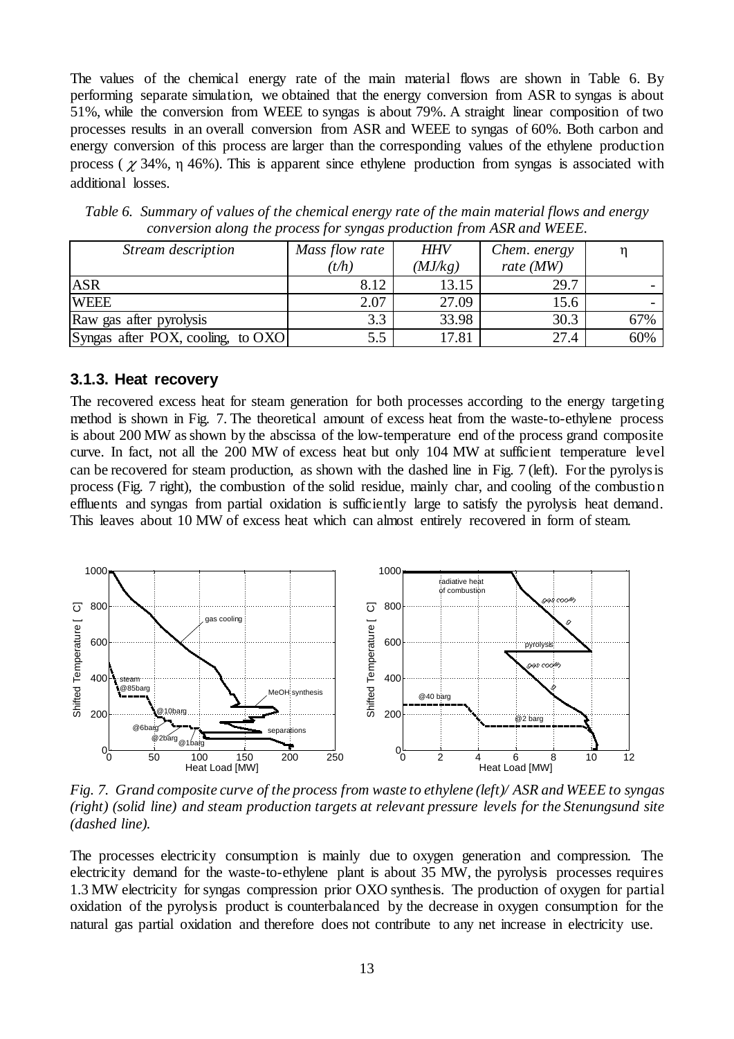The values of the chemical energy rate of the main material flows are shown in Table 6. By performing separate simulation, we obtained that the energy conversion from ASR to syngas is about 51%, while the conversion from WEEE to syngas is about 79%. A straight linear composition of two processes results in an overall conversion from ASR and WEEE to syngas of 60%. Both carbon and energy conversion of this process are larger than the corresponding values of the ethylene production process ( $\chi$ 34%, $\eta$ 46%). This is apparent since ethylene production from syngas is associated with additional losses.

*Table 6. Summary of values of the chemical energy rate of the main material flows and energy conversion along the process for syngas production from ASR and WEEE.*

| *Stream description* | *Mass flow rate (t/h)* | *HHV (MJ/kg)* | *Chem. energy rate (MW)* | $\eta$ |
|---|---|---|---|---|
| ASR | 8.12 | 13.15 | 29.7 | - |
| WEEE | 2.07 | 27.09 | 15.6 | - |
| Raw gas after pyrolysis | 3.3 | 33.98 | 30.3 | 67% |
| Syngas after POX, cooling, to OXO | 5.5 | 17.81 | 27.4 | 60% |

### 3.1.3. Heat recovery

The recovered excess heat for steam generation for both processes according to the energy targeting method is shown in Fig. 7. The theoretical amount of excess heat from the waste-to-ethylene process is about 200 MW as shown by the abscissa of the low-temperature end of the process grand composite curve. In fact, not all the 200 MW of excess heat but only 104 MW at sufficient temperature level can be recovered for steam production, as shown with the dashed line in Fig. 7 (left). For the pyrolysis process (Fig. 7 right), the combustion of the solid residue, mainly char, and cooling of the combustion effluents and syngas from partial oxidation is sufficiently large to satisfy the pyrolysis heat demand. This leaves about 10 MW of excess heat which can almost entirely recovered in form of steam.

*Fig. 7. Grand composite curve of the process from waste to ethylene (left)/ ASR and WEEE to syngas (right) (solid line) and steam production targets at relevant pressure levels for the Stenungsund site (dashed line).*

The processes electricity consumption is mainly due to oxygen generation and compression. The electricity demand for the waste-to-ethylene plant is about 35 MW, the pyrolysis processes requires 1.3 MW electricity for syngas compression prior OXO synthesis. The production of oxygen for partial oxidation of the pyrolysis product is counterbalanced by the decrease in oxygen consumption for the natural gas partial oxidation and therefore does not contribute to any net increase in electricity use.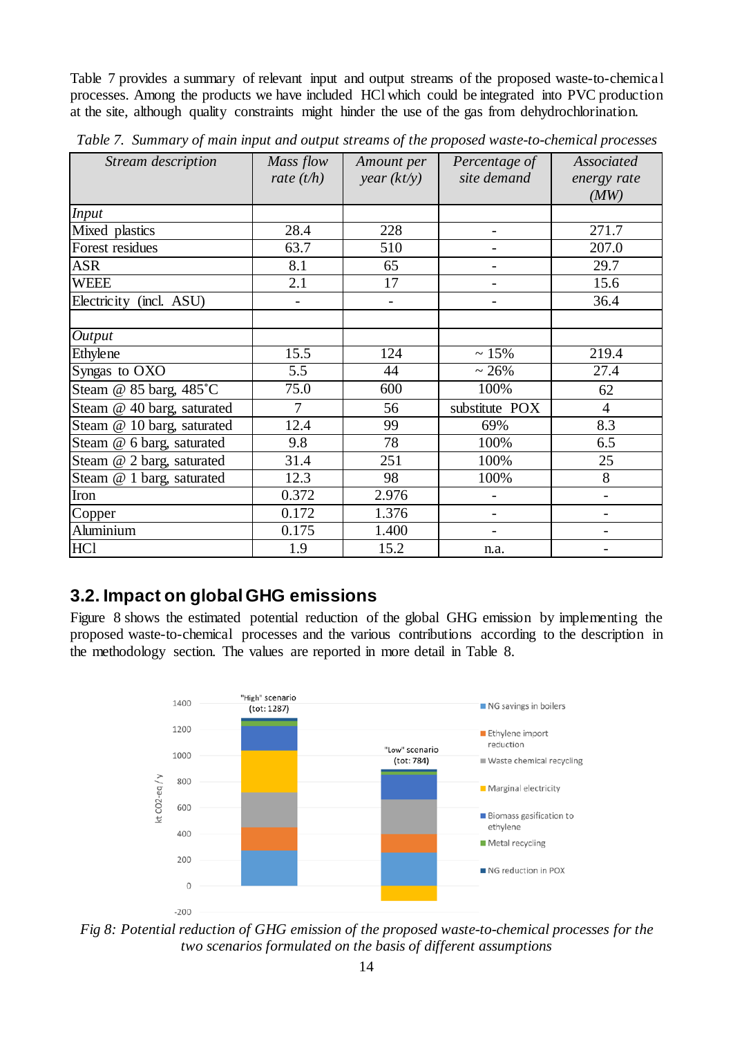Table 7 provides a summary of relevant input and output streams of the proposed waste-to-chemical processes. Among the products we have included HCl which could be integrated into PVC production at the site, although quality constraints might hinder the use of the gas from dehydrochlorination.

*Table 7. Summary of main input and output streams of the proposed waste-to-chemical processes*

| *Stream description* | *Mass flow rate (t/h)* | *Amount per year (kt/y)* | *Percentage of site demand* | *Associated energy rate (MW)* |
|---|---|---|---|---|
| *Input* | | | | |
| Mixed plastics | 28.4 | 228 | - | 271.7 |
| Forest residues | 63.7 | 510 | - | 207.0 |
| ASR | 8.1 | 65 | - | 29.7 |
| WEEE | 2.1 | 17 | - | 15.6 |
| Electricity (incl. ASU) | - | - | - | 36.4 |
| | | | | |
| *Output* | | | | |
| Ethylene | 15.5 | 124 | ~ 15% | 219.4 |
| Syngas to OXO | 5.5 | 44 | ~ 26% | 27.4 |
| Steam @ 85 barg, 485˚C | 75.0 | 600 | 100% | 62 |
| Steam @ 40 barg, saturated | 7 | 56 | substitute POX | 4 |
| Steam @ 10 barg, saturated | 12.4 | 99 | 69% | 8.3 |
| Steam @ 6 barg, saturated | 9.8 | 78 | 100% | 6.5 |
| Steam @ 2 barg, saturated | 31.4 | 251 | 100% | 25 |
| Steam @ 1 barg, saturated | 12.3 | 98 | 100% | 8 |
| Iron | 0.372 | 2.976 | - | - |
| Copper | 0.172 | 1.376 | - | - |
| Aluminium | 0.175 | 1.400 | - | - |
| HCl | 1.9 | 15.2 | n.a. | - |

## 3.2. Impact on global GHG emissions

Figure 8 shows the estimated potential reduction of the global GHG emission by implementing the proposed waste-to-chemical processes and the various contributions according to the description in the methodology section. The values are reported in more detail in Table 8.

*Fig 8: Potential reduction of GHG emission of the proposed waste-to-chemical processes for the two scenarios formulated on the basis of different assumptions*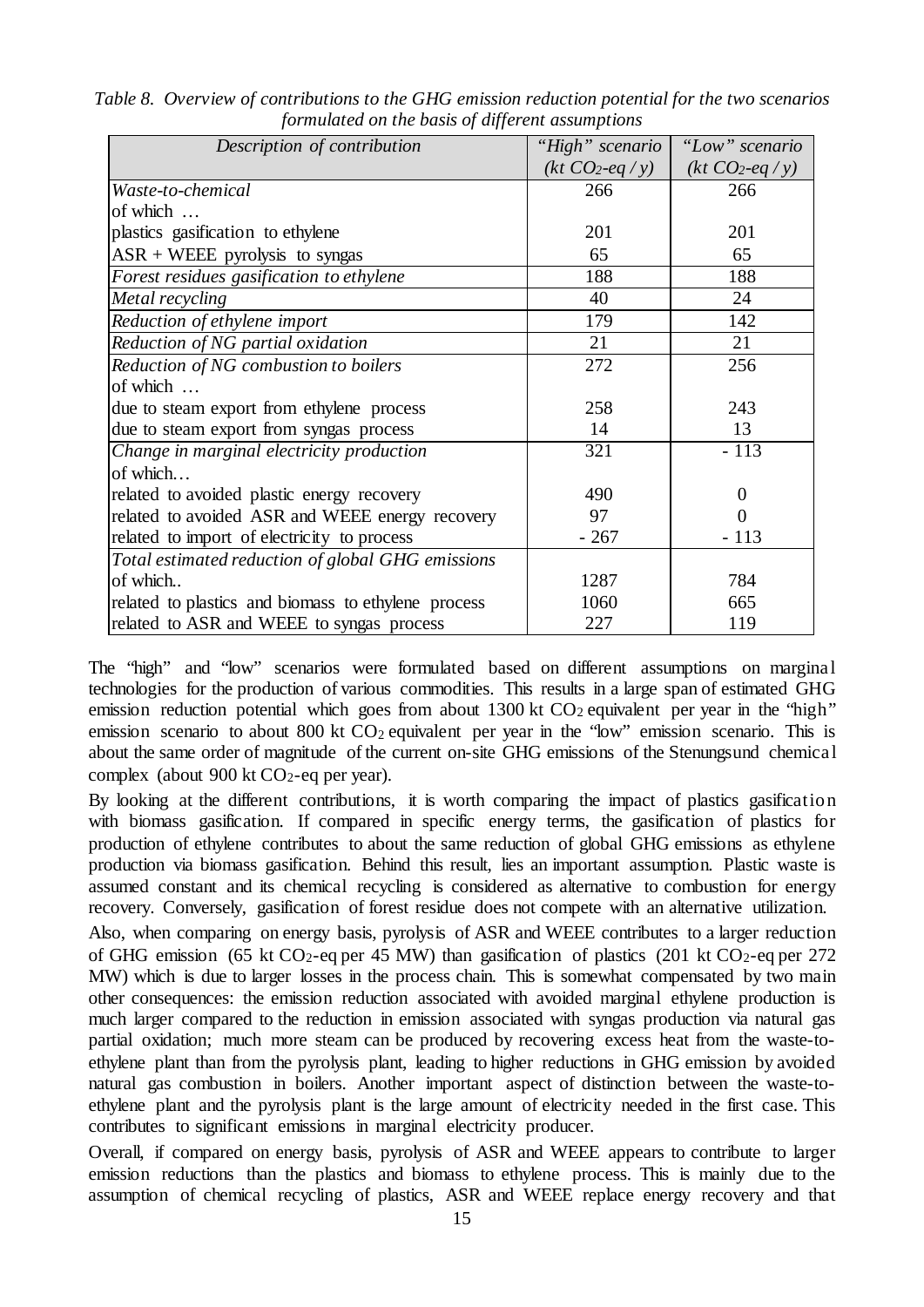*Table 8. Overview of contributions to the GHG emission reduction potential for the two scenarios formulated on the basis of different assumptions*

| *Description of contribution* | *"High" scenario ($kt\ CO_2$-$eq\ /\ y$)* | *"Low" scenario ($kt\ CO_2$-$eq\ /\ y$)* |
|---|---|---|
| *Waste-to-chemical* | 266 | 266 |
| of which … | | |
| plastics gasification to ethylene | 201 | 201 |
| ASR + WEEE pyrolysis to syngas | 65 | 65 |
| *Forest residues gasification to ethylene* | 188 | 188 |
| *Metal recycling* | 40 | 24 |
| *Reduction of ethylene import* | 179 | 142 |
| *Reduction of NG partial oxidation* | 21 | 21 |
| *Reduction of NG combustion to boilers* | 272 | 256 |
| of which … | | |
| due to steam export from ethylene process | 258 | 243 |
| due to steam export from syngas process | 14 | 13 |
| *Change in marginal electricity production* | 321 | - 113 |
| of which… | | |
| related to avoided plastic energy recovery | 490 | 0 |
| related to avoided ASR and WEEE energy recovery | 97 | 0 |
| related to import of electricity to process | - 267 | - 113 |
| *Total estimated reduction of global GHG emissions* | | |
| of which.. | 1287 | 784 |
| related to plastics and biomass to ethylene process | 1060 | 665 |
| related to ASR and WEEE to syngas process | 227 | 119 |

The "high" and "low" scenarios were formulated based on different assumptions on marginal technologies for the production of various commodities. This results in a large span of estimated GHG emission reduction potential which goes from about 1300 kt $CO_2$ equivalent per year in the "high" emission scenario to about 800 kt $CO_2$ equivalent per year in the "low" emission scenario. This is about the same order of magnitude of the current on-site GHG emissions of the Stenungsund chemical complex (about 900 kt $CO_2$-eq per year).

By looking at the different contributions, it is worth comparing the impact of plastics gasification with biomass gasification. If compared in specific energy terms, the gasification of plastics for production of ethylene contributes to about the same reduction of global GHG emissions as ethylene production via biomass gasification. Behind this result, lies an important assumption. Plastic waste is assumed constant and its chemical recycling is considered as alternative to combustion for energy recovery. Conversely, gasification of forest residue does not compete with an alternative utilization.

Also, when comparing on energy basis, pyrolysis of ASR and WEEE contributes to a larger reduction of GHG emission (65 kt $CO_2$-eq per 45 MW) than gasification of plastics (201 kt $CO_2$-eq per 272 MW) which is due to larger losses in the process chain. This is somewhat compensated by two main other consequences: the emission reduction associated with avoided marginal ethylene production is much larger compared to the reduction in emission associated with syngas production via natural gas partial oxidation; much more steam can be produced by recovering excess heat from the waste-to-ethylene plant than from the pyrolysis plant, leading to higher reductions in GHG emission by avoided natural gas combustion in boilers. Another important aspect of distinction between the waste-to-ethylene plant and the pyrolysis plant is the large amount of electricity needed in the first case. This contributes to significant emissions in marginal electricity producer.

Overall, if compared on energy basis, pyrolysis of ASR and WEEE appears to contribute to larger emission reductions than the plastics and biomass to ethylene process. This is mainly due to the assumption of chemical recycling of plastics, ASR and WEEE replace energy recovery and that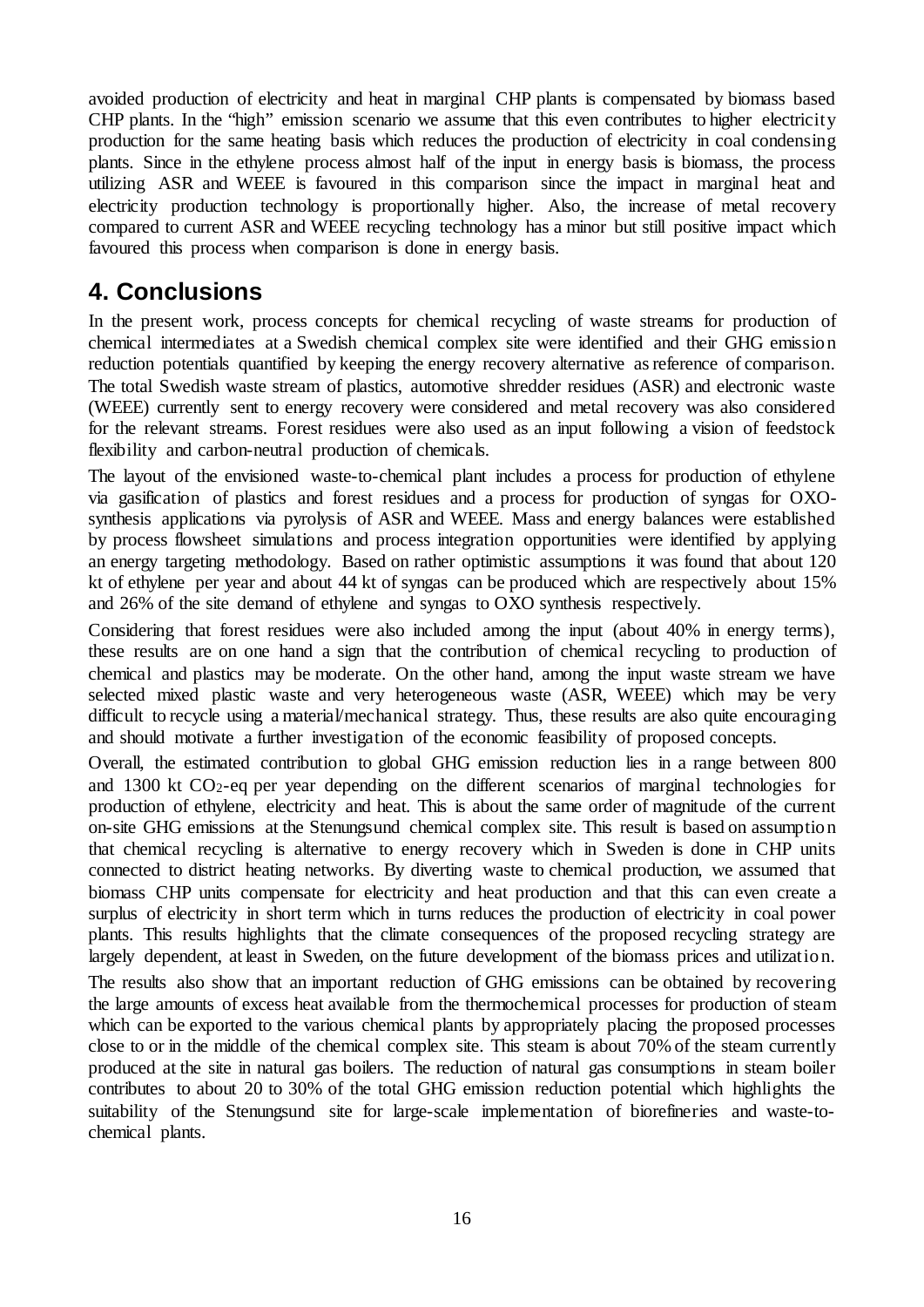avoided production of electricity and heat in marginal CHP plants is compensated by biomass based CHP plants. In the "high" emission scenario we assume that this even contributes to higher electricity production for the same heating basis which reduces the production of electricity in coal condensing plants. Since in the ethylene process almost half of the input in energy basis is biomass, the process utilizing ASR and WEEE is favoured in this comparison since the impact in marginal heat and electricity production technology is proportionally higher. Also, the increase of metal recovery compared to current ASR and WEEE recycling technology has a minor but still positive impact which favoured this process when comparison is done in energy basis.

# 4. Conclusions

In the present work, process concepts for chemical recycling of waste streams for production of chemical intermediates at a Swedish chemical complex site were identified and their GHG emission reduction potentials quantified by keeping the energy recovery alternative as reference of comparison. The total Swedish waste stream of plastics, automotive shredder residues (ASR) and electronic waste (WEEE) currently sent to energy recovery were considered and metal recovery was also considered for the relevant streams. Forest residues were also used as an input following a vision of feedstock flexibility and carbon-neutral production of chemicals.

The layout of the envisioned waste-to-chemical plant includes a process for production of ethylene via gasification of plastics and forest residues and a process for production of syngas for OXO-synthesis applications via pyrolysis of ASR and WEEE. Mass and energy balances were established by process flowsheet simulations and process integration opportunities were identified by applying an energy targeting methodology. Based on rather optimistic assumptions it was found that about 120 kt of ethylene per year and about 44 kt of syngas can be produced which are respectively about 15% and 26% of the site demand of ethylene and syngas to OXO synthesis respectively.

Considering that forest residues were also included among the input (about 40% in energy terms), these results are on one hand a sign that the contribution of chemical recycling to production of chemical and plastics may be moderate. On the other hand, among the input waste stream we have selected mixed plastic waste and very heterogeneous waste (ASR, WEEE) which may be very difficult to recycle using a material/mechanical strategy. Thus, these results are also quite encouraging and should motivate a further investigation of the economic feasibility of proposed concepts.

Overall, the estimated contribution to global GHG emission reduction lies in a range between 800 and 1300 kt $CO_2$-eq per year depending on the different scenarios of marginal technologies for production of ethylene, electricity and heat. This is about the same order of magnitude of the current on-site GHG emissions at the Stenungsund chemical complex site. This result is based on assumption that chemical recycling is alternative to energy recovery which in Sweden is done in CHP units connected to district heating networks. By diverting waste to chemical production, we assumed that biomass CHP units compensate for electricity and heat production and that this can even create a surplus of electricity in short term which in turns reduces the production of electricity in coal power plants. This results highlights that the climate consequences of the proposed recycling strategy are largely dependent, at least in Sweden, on the future development of the biomass prices and utilization.

The results also show that an important reduction of GHG emissions can be obtained by recovering the large amounts of excess heat available from the thermochemical processes for production of steam which can be exported to the various chemical plants by appropriately placing the proposed processes close to or in the middle of the chemical complex site. This steam is about 70% of the steam currently produced at the site in natural gas boilers. The reduction of natural gas consumptions in steam boiler contributes to about 20 to 30% of the total GHG emission reduction potential which highlights the suitability of the Stenungsund site for large-scale implementation of biorefineries and waste-to-chemical plants.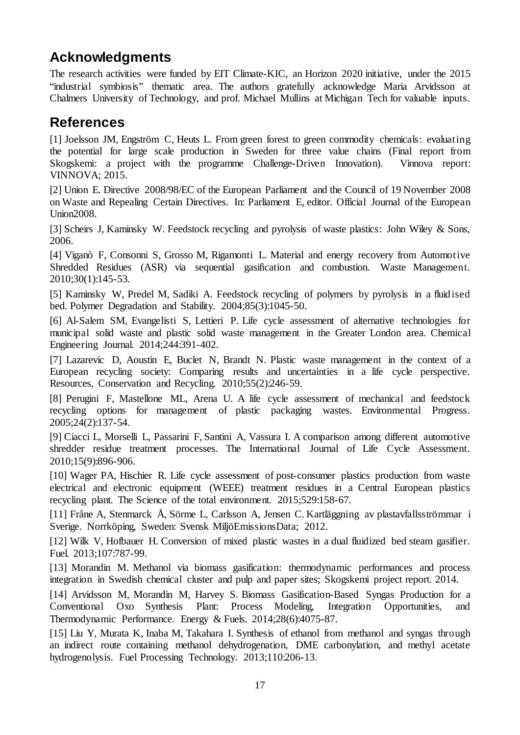## Acknowledgments

The research activities were funded by EIT Climate-KIC, an Horizon 2020 initiative, under the 2015 "industrial symbiosis" thematic area. The authors gratefully acknowledge Maria Arvidsson at Chalmers University of Technology, and prof. Michael Mullins at Michigan Tech for valuable inputs.

## References

[1] Joelsson JM, Engström C, Heuts L. From green forest to green commodity chemicals: evaluating the potential for large scale production in Sweden for three value chains (Final report from Skogskemi: a project with the programme Challenge-Driven Innovation). Vinnova report: VINNOVA; 2015.

[2] Union E. Directive 2008/98/EC of the European Parliament and the Council of 19 November 2008 on Waste and Repealing Certain Directives. In: Parliament E, editor. Official Journal of the European Union2008.

[3] Scheirs J, Kaminsky W. Feedstock recycling and pyrolysis of waste plastics: John Wiley & Sons, 2006.

[4] Viganò F, Consonni S, Grosso M, Rigamonti L. Material and energy recovery from Automotive Shredded Residues (ASR) via sequential gasification and combustion. Waste Management. 2010;30(1):145-53.

[5] Kaminsky W, Predel M, Sadiki A. Feedstock recycling of polymers by pyrolysis in a fluidised bed. Polymer Degradation and Stability. 2004;85(3):1045-50.

[6] Al-Salem SM, Evangelisti S, Lettieri P. Life cycle assessment of alternative technologies for municipal solid waste and plastic solid waste management in the Greater London area. Chemical Engineering Journal. 2014;244:391-402.

[7] Lazarevic D, Aoustin E, Buclet N, Brandt N. Plastic waste management in the context of a European recycling society: Comparing results and uncertainties in a life cycle perspective. Resources, Conservation and Recycling. 2010;55(2):246-59.

[8] Perugini F, Mastellone ML, Arena U. A life cycle assessment of mechanical and feedstock recycling options for management of plastic packaging wastes. Environmental Progress. 2005;24(2):137-54.

[9] Ciacci L, Morselli L, Passarini F, Santini A, Vassura I. A comparison among different automotive shredder residue treatment processes. The International Journal of Life Cycle Assessment. 2010;15(9):896-906.

[10] Wager PA, Hischier R. Life cycle assessment of post-consumer plastics production from waste electrical and electronic equipment (WEEE) treatment residues in a Central European plastics recycling plant. The Science of the total environment. 2015;529:158-67.

[11] Fråne A, Stenmarck Å, Sörme L, Carlsson A, Jensen C. Kartläggning av plastavfallsströmmar i Sverige. Norrköping, Sweden: Svensk MiljöEmissionsData; 2012.

[12] Wilk V, Hofbauer H. Conversion of mixed plastic wastes in a dual fluidized bed steam gasifier. Fuel. 2013;107:787-99.

[13] Morandin M. Methanol via biomass gasification: thermodynamic performances and process integration in Swedish chemical cluster and pulp and paper sites; Skogskemi project report. 2014.

[14] Arvidsson M, Morandin M, Harvey S. Biomass Gasification-Based Syngas Production for a Conventional Oxo Synthesis Plant: Process Modeling, Integration Opportunities, and Thermodynamic Performance. Energy & Fuels. 2014;28(6):4075-87.

[15] Liu Y, Murata K, Inaba M, Takahara I. Synthesis of ethanol from methanol and syngas through an indirect route containing methanol dehydrogenation, DME carbonylation, and methyl acetate hydrogenolysis. Fuel Processing Technology. 2013;110:206-13.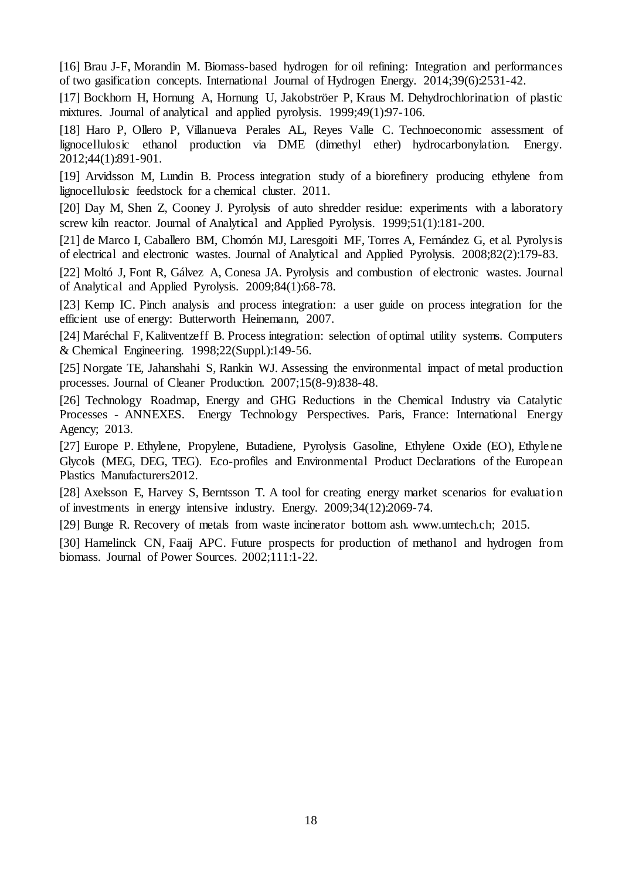[16] Brau J-F, Morandin M. Biomass-based hydrogen for oil refining: Integration and performances of two gasification concepts. International Journal of Hydrogen Energy. 2014;39(6):2531-42.

[17] Bockhorn H, Hornung A, Hornung U, Jakobströer P, Kraus M. Dehydrochlorination of plastic mixtures. Journal of analytical and applied pyrolysis. 1999;49(1):97-106.

[18] Haro P, Ollero P, Villanueva Perales AL, Reyes Valle C. Technoeconomic assessment of lignocellulosic ethanol production via DME (dimethyl ether) hydrocarbonylation. Energy. 2012;44(1):891-901.

[19] Arvidsson M, Lundin B. Process integration study of a biorefinery producing ethylene from lignocellulosic feedstock for a chemical cluster. 2011.

[20] Day M, Shen Z, Cooney J. Pyrolysis of auto shredder residue: experiments with a laboratory screw kiln reactor. Journal of Analytical and Applied Pyrolysis. 1999;51(1):181-200.

[21] de Marco I, Caballero BM, Chomón MJ, Laresgoiti MF, Torres A, Fernández G, et al. Pyrolysis of electrical and electronic wastes. Journal of Analytical and Applied Pyrolysis. 2008;82(2):179-83.

[22] Moltó J, Font R, Gálvez A, Conesa JA. Pyrolysis and combustion of electronic wastes. Journal of Analytical and Applied Pyrolysis. 2009;84(1):68-78.

[23] Kemp IC. Pinch analysis and process integration: a user guide on process integration for the efficient use of energy: Butterworth Heinemann, 2007.

[24] Maréchal F, Kalitventzeff B. Process integration: selection of optimal utility systems. Computers & Chemical Engineering. 1998;22(Suppl.):149-56.

[25] Norgate TE, Jahanshahi S, Rankin WJ. Assessing the environmental impact of metal production processes. Journal of Cleaner Production. 2007;15(8-9):838-48.

[26] Technology Roadmap, Energy and GHG Reductions in the Chemical Industry via Catalytic Processes - ANNEXES. Energy Technology Perspectives. Paris, France: International Energy Agency; 2013.

[27] Europe P. Ethylene, Propylene, Butadiene, Pyrolysis Gasoline, Ethylene Oxide (EO), Ethylene Glycols (MEG, DEG, TEG). Eco-profiles and Environmental Product Declarations of the European Plastics Manufacturers2012.

[28] Axelsson E, Harvey S, Berntsson T. A tool for creating energy market scenarios for evaluation of investments in energy intensive industry. Energy. 2009;34(12):2069-74.

[29] Bunge R. Recovery of metals from waste incinerator bottom ash. www.umtech.ch; 2015.

[30] Hamelinck CN, Faaij APC. Future prospects for production of methanol and hydrogen from biomass. Journal of Power Sources. 2002;111:1-22.